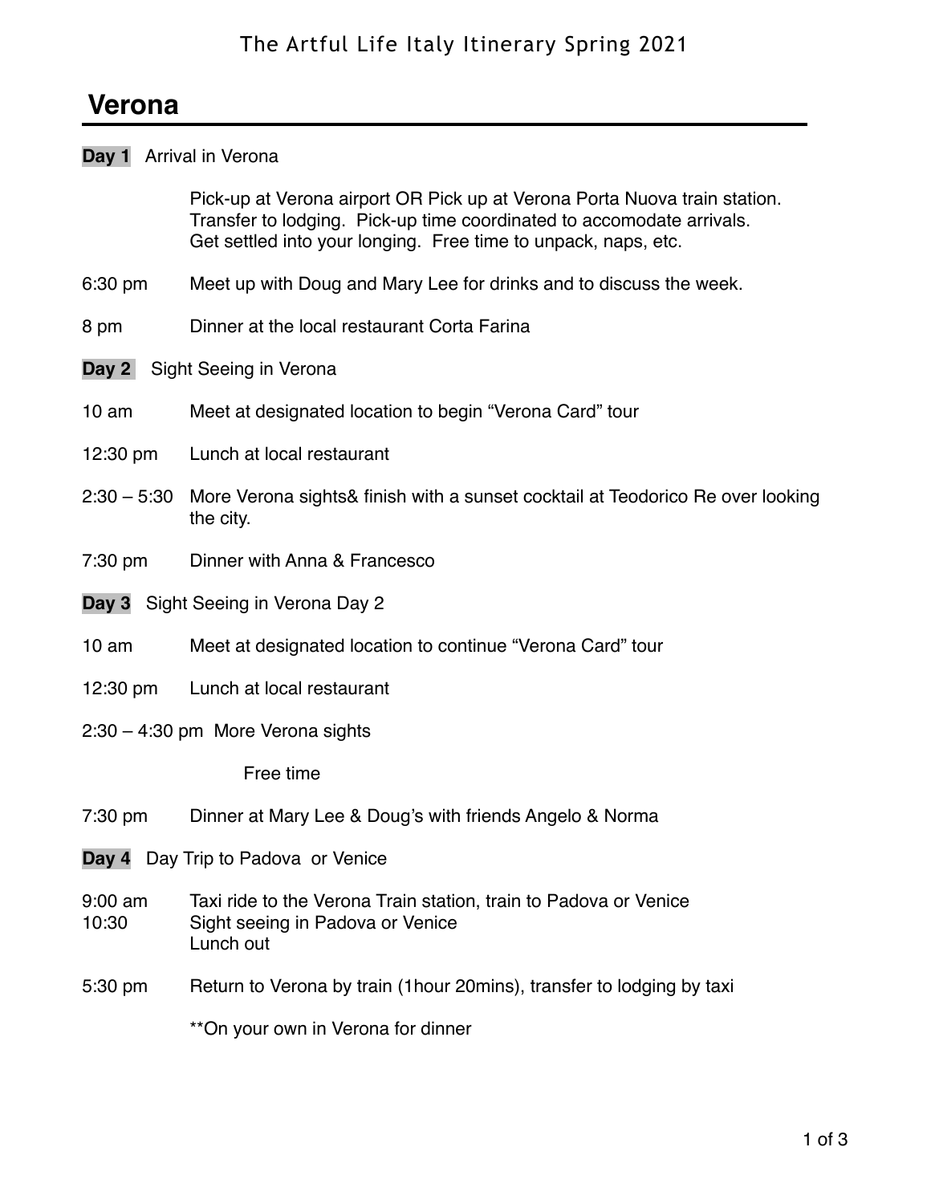# The Artful Life Italy Itinerary Spring 2021

## Verona

**Day 1** Arrival in Verona

Pick-up at Verona airport OR Pick up at Verona Porta Nuova train station. Transfer to lodging. Pick-up time coordinated to accomodate arrivals. Get settled into your longing. Free time to unpack, naps, etc.

6:30 pm — Meet up with Doug and Mary Lee for drinks and to discuss the week.

8 pm — Dinner at the local restaurant Corta Farina

**Day 2** Sight Seeing in Verona

10 am — Meet at designated location to begin "Verona Card" tour

12:30 pm — Lunch at local restaurant

2:30 – 5:30 — More Verona sights& finish with a sunset cocktail at Teodorico Re over looking the city.

7:30 pm — Dinner with Anna & Francesco

**Day 3** Sight Seeing in Verona Day 2

10 am — Meet at designated location to continue "Verona Card" tour

12:30 pm — Lunch at local restaurant

2:30 – 4:30 pm More Verona sights

Free time

7:30 pm — Dinner at Mary Lee & Doug's with friends Angelo & Norma

**Day 4** Day Trip to Padova or Venice

9:00 am — Taxi ride to the Verona Train station, train to Padova or Venice
10:30 — Sight seeing in Padova or Venice
Lunch out

5:30 pm — Return to Verona by train (1hour 20mins), transfer to lodging by taxi

**On your own in Verona for dinner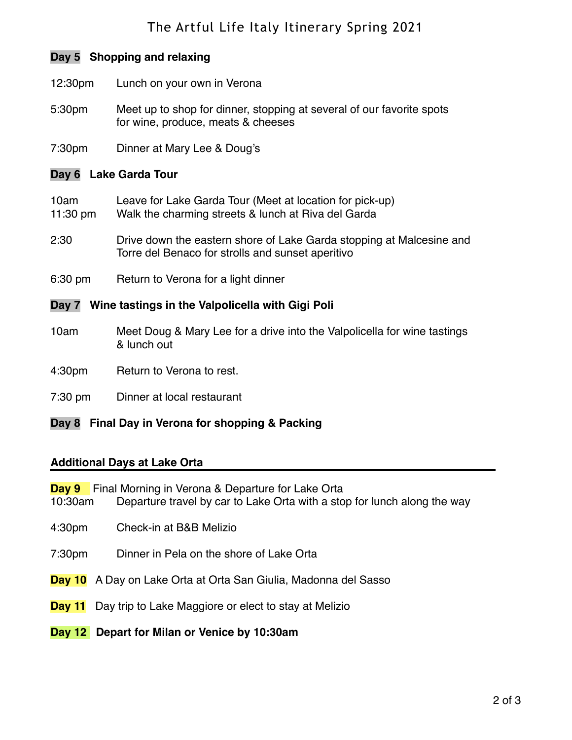**Day 5** **Shopping and relaxing**

12:30pm Lunch on your own in Verona

5:30pm Meet up to shop for dinner, stopping at several of our favorite spots for wine, produce, meats & cheeses

7:30pm Dinner at Mary Lee & Doug's

**Day 6** **Lake Garda Tour**

10am Leave for Lake Garda Tour (Meet at location for pick-up)
11:30 pm Walk the charming streets & lunch at Riva del Garda

2:30 Drive down the eastern shore of Lake Garda stopping at Malcesine and Torre del Benaco for strolls and sunset aperitivo

6:30 pm Return to Verona for a light dinner

**Day 7** **Wine tastings in the Valpolicella with Gigi Poli**

10am Meet Doug & Mary Lee for a drive into the Valpolicella for wine tastings & lunch out

4:30pm Return to Verona to rest.

7:30 pm Dinner at local restaurant

**Day 8** **Final Day in Verona for shopping & Packing**

## Additional Days at Lake Orta

**Day 9** Final Morning in Verona & Departure for Lake Orta
10:30am Departure travel by car to Lake Orta with a stop for lunch along the way

4:30pm Check-in at B&B Melizio

7:30pm Dinner in Pela on the shore of Lake Orta

**Day 10** A Day on Lake Orta at Orta San Giulia, Madonna del Sasso

**Day 11** Day trip to Lake Maggiore or elect to stay at Melizio

**Day 12** **Depart for Milan or Venice by 10:30am**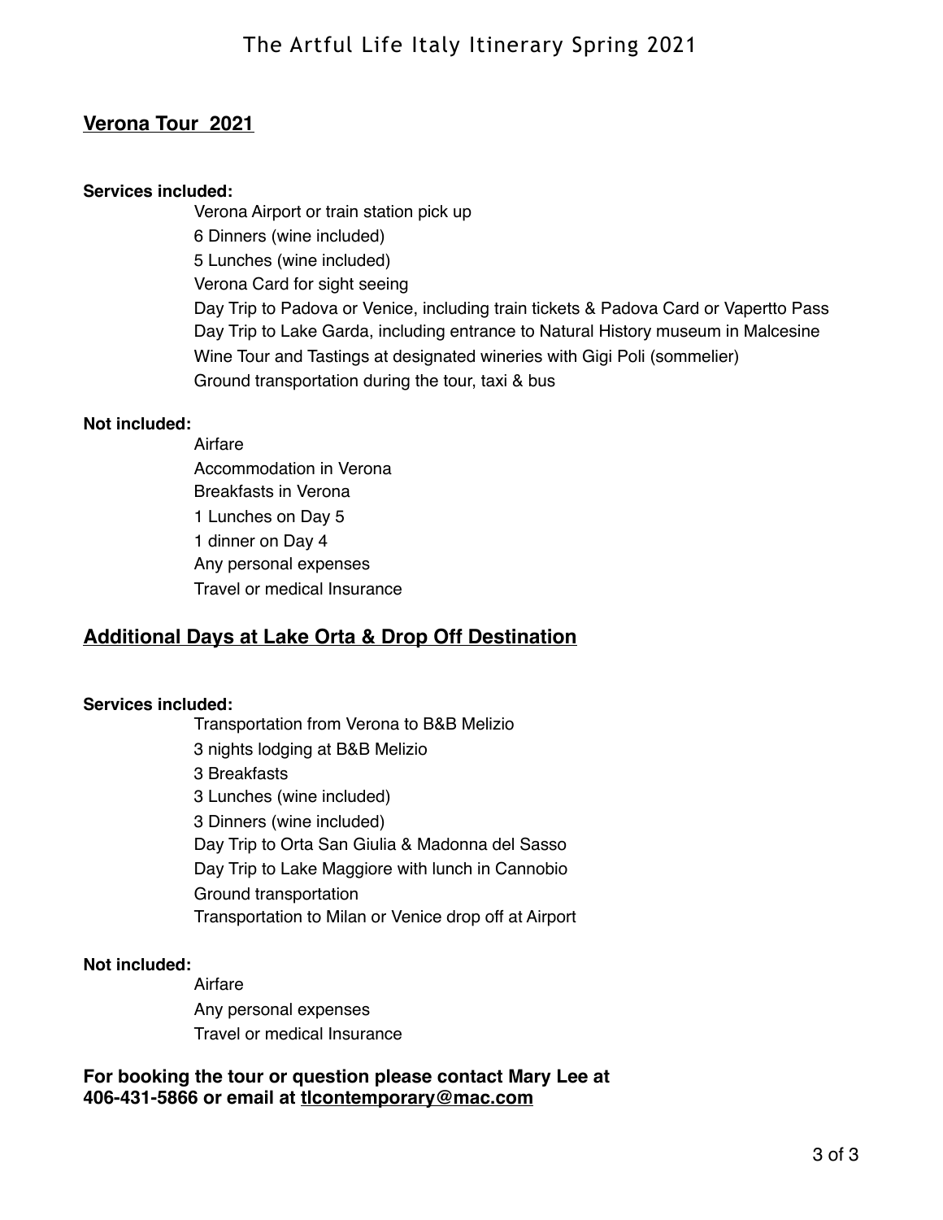## Verona Tour 2021

**Services included:**

- Verona Airport or train station pick up
- 6 Dinners (wine included)
- 5 Lunches (wine included)
- Verona Card for sight seeing
- Day Trip to Padova or Venice, including train tickets & Padova Card or Vapertto Pass
- Day Trip to Lake Garda, including entrance to Natural History museum in Malcesine
- Wine Tour and Tastings at designated wineries with Gigi Poli (sommelier)
- Ground transportation during the tour, taxi & bus

**Not included:**

- Airfare
- Accommodation in Verona
- Breakfasts in Verona
- 1 Lunches on Day 5
- 1 dinner on Day 4
- Any personal expenses
- Travel or medical Insurance

## Additional Days at Lake Orta & Drop Off Destination

**Services included:**

- Transportation from Verona to B&B Melizio
- 3 nights lodging at B&B Melizio
- 3 Breakfasts
- 3 Lunches (wine included)
- 3 Dinners (wine included)
- Day Trip to Orta San Giulia & Madonna del Sasso
- Day Trip to Lake Maggiore with lunch in Cannobio
- Ground transportation
- Transportation to Milan or Venice drop off at Airport

**Not included:**

- Airfare
- Any personal expenses
- Travel or medical Insurance

**For booking the tour or question please contact Mary Lee at 406-431-5866 or email at tlcontemporary@mac.com**